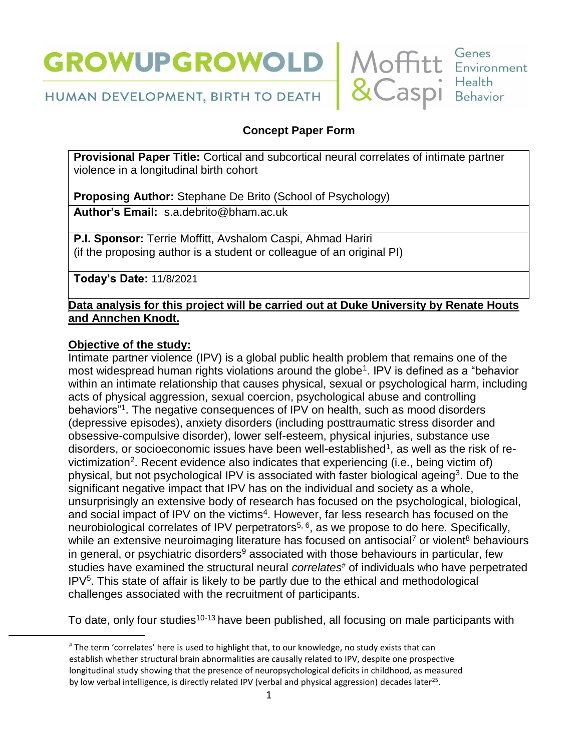**GROWUPGROWOLD**
HUMAN DEVELOPMENT, BIRTH TO DEATH

Moffitt & Caspi — Genes Environment Health Behavior

## Concept Paper Form

**Provisional Paper Title:** Cortical and subcortical neural correlates of intimate partner violence in a longitudinal birth cohort

**Proposing Author:** Stephane De Brito (School of Psychology)

**Author's Email:** s.a.debrito@bham.ac.uk

**P.I. Sponsor:** Terrie Moffitt, Avshalom Caspi, Ahmad Hariri
(if the proposing author is a student or colleague of an original PI)

**Today's Date:** 11/8/2021

**Data analysis for this project will be carried out at Duke University by Renate Houts and Annchen Knodt.**

**Objective of the study:**

Intimate partner violence (IPV) is a global public health problem that remains one of the most widespread human rights violations around the globe[1]. IPV is defined as a "behavior within an intimate relationship that causes physical, sexual or psychological harm, including acts of physical aggression, sexual coercion, psychological abuse and controlling behaviors"[1]. The negative consequences of IPV on health, such as mood disorders (depressive episodes), anxiety disorders (including posttraumatic stress disorder and obsessive-compulsive disorder), lower self-esteem, physical injuries, substance use disorders, or socioeconomic issues have been well-established[1], as well as the risk of re-victimization[2]. Recent evidence also indicates that experiencing (i.e., being victim of) physical, but not psychological IPV is associated with faster biological ageing[3]. Due to the significant negative impact that IPV has on the individual and society as a whole, unsurprisingly an extensive body of research has focused on the psychological, biological, and social impact of IPV on the victims[4]. However, far less research has focused on the neurobiological correlates of IPV perpetrators[5, 6], as we propose to do here. Specifically, while an extensive neuroimaging literature has focused on antisocial[7] or violent[8] behaviours in general, or psychiatric disorders[9] associated with those behaviours in particular, few studies have examined the structural neural *correlates*[#] of individuals who have perpetrated IPV[5]. This state of affair is likely to be partly due to the ethical and methodological challenges associated with the recruitment of participants.

To date, only four studies[10-13] have been published, all focusing on male participants with

[#] The term 'correlates' here is used to highlight that, to our knowledge, no study exists that can establish whether structural brain abnormalities are causally related to IPV, despite one prospective longitudinal study showing that the presence of neuropsychological deficits in childhood, as measured by low verbal intelligence, is directly related IPV (verbal and physical aggression) decades later[25].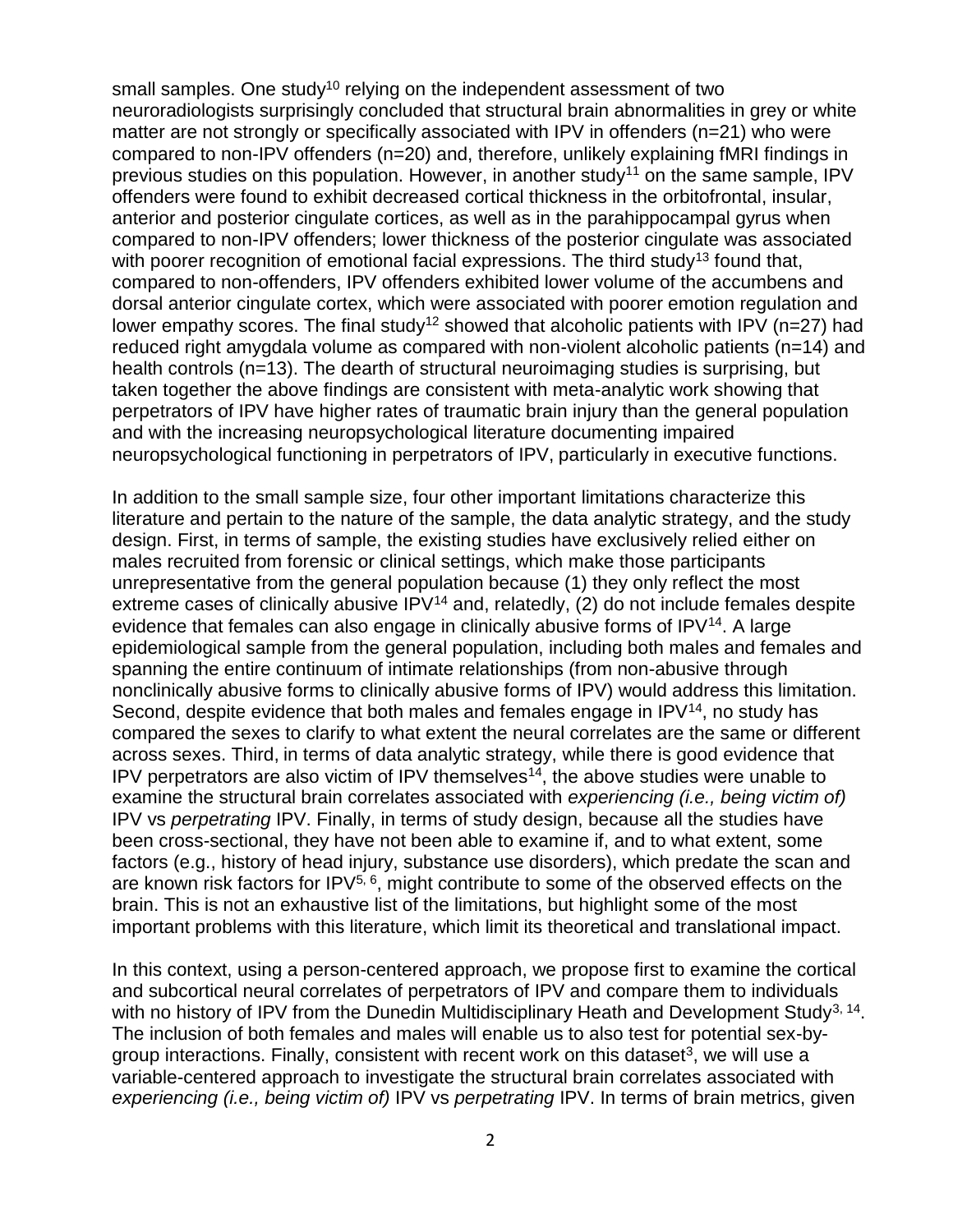small samples. One study[10] relying on the independent assessment of two neuroradiologists surprisingly concluded that structural brain abnormalities in grey or white matter are not strongly or specifically associated with IPV in offenders (n=21) who were compared to non-IPV offenders (n=20) and, therefore, unlikely explaining fMRI findings in previous studies on this population. However, in another study[11] on the same sample, IPV offenders were found to exhibit decreased cortical thickness in the orbitofrontal, insular, anterior and posterior cingulate cortices, as well as in the parahippocampal gyrus when compared to non-IPV offenders; lower thickness of the posterior cingulate was associated with poorer recognition of emotional facial expressions. The third study[13] found that, compared to non-offenders, IPV offenders exhibited lower volume of the accumbens and dorsal anterior cingulate cortex, which were associated with poorer emotion regulation and lower empathy scores. The final study[12] showed that alcoholic patients with IPV (n=27) had reduced right amygdala volume as compared with non-violent alcoholic patients (n=14) and health controls (n=13). The dearth of structural neuroimaging studies is surprising, but taken together the above findings are consistent with meta-analytic work showing that perpetrators of IPV have higher rates of traumatic brain injury than the general population and with the increasing neuropsychological literature documenting impaired neuropsychological functioning in perpetrators of IPV, particularly in executive functions.

In addition to the small sample size, four other important limitations characterize this literature and pertain to the nature of the sample, the data analytic strategy, and the study design. First, in terms of sample, the existing studies have exclusively relied either on males recruited from forensic or clinical settings, which make those participants unrepresentative from the general population because (1) they only reflect the most extreme cases of clinically abusive IPV[14] and, relatedly, (2) do not include females despite evidence that females can also engage in clinically abusive forms of IPV[14]. A large epidemiological sample from the general population, including both males and females and spanning the entire continuum of intimate relationships (from non-abusive through nonclinically abusive forms to clinically abusive forms of IPV) would address this limitation. Second, despite evidence that both males and females engage in IPV[14], no study has compared the sexes to clarify to what extent the neural correlates are the same or different across sexes. Third, in terms of data analytic strategy, while there is good evidence that IPV perpetrators are also victim of IPV themselves[14], the above studies were unable to examine the structural brain correlates associated with *experiencing (i.e., being victim of)* IPV vs *perpetrating* IPV. Finally, in terms of study design, because all the studies have been cross-sectional, they have not been able to examine if, and to what extent, some factors (e.g., history of head injury, substance use disorders), which predate the scan and are known risk factors for IPV[5, 6], might contribute to some of the observed effects on the brain. This is not an exhaustive list of the limitations, but highlight some of the most important problems with this literature, which limit its theoretical and translational impact.

In this context, using a person-centered approach, we propose first to examine the cortical and subcortical neural correlates of perpetrators of IPV and compare them to individuals with no history of IPV from the Dunedin Multidisciplinary Heath and Development Study[3, 14]. The inclusion of both females and males will enable us to also test for potential sex-by-group interactions. Finally, consistent with recent work on this dataset[3], we will use a variable-centered approach to investigate the structural brain correlates associated with *experiencing (i.e., being victim of)* IPV vs *perpetrating* IPV. In terms of brain metrics, given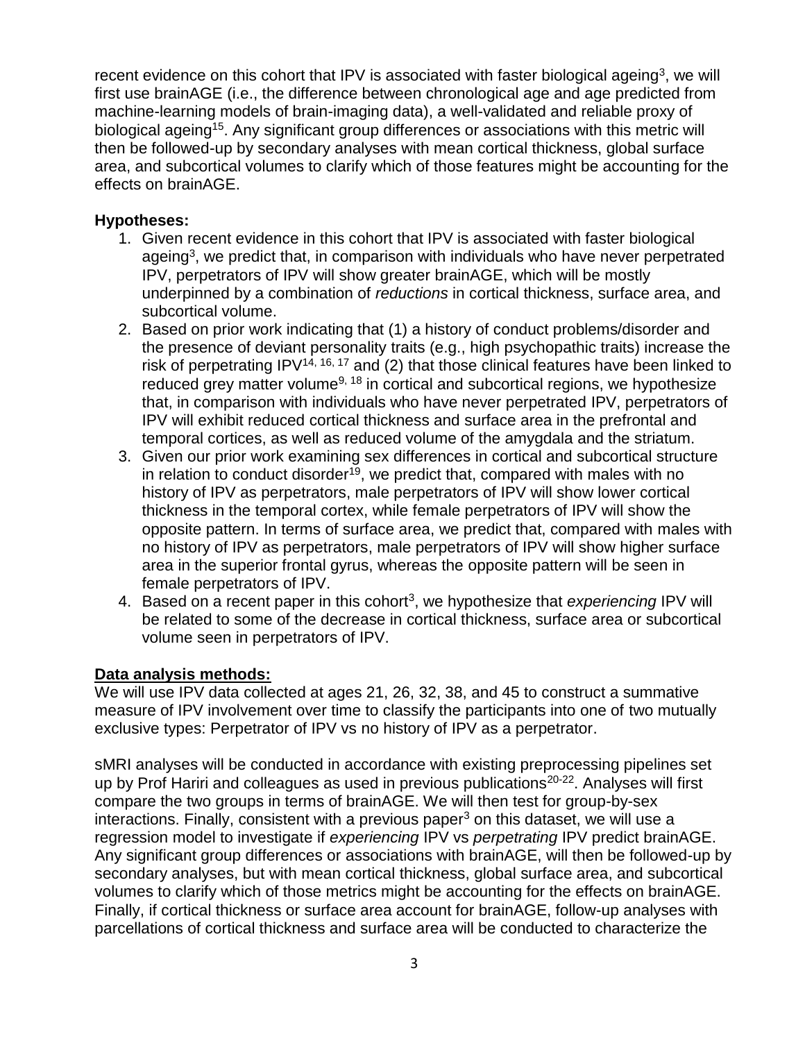recent evidence on this cohort that IPV is associated with faster biological ageing[3], we will first use brainAGE (i.e., the difference between chronological age and age predicted from machine-learning models of brain-imaging data), a well-validated and reliable proxy of biological ageing[15]. Any significant group differences or associations with this metric will then be followed-up by secondary analyses with mean cortical thickness, global surface area, and subcortical volumes to clarify which of those features might be accounting for the effects on brainAGE.

**Hypotheses:**

1. Given recent evidence in this cohort that IPV is associated with faster biological ageing[3], we predict that, in comparison with individuals who have never perpetrated IPV, perpetrators of IPV will show greater brainAGE, which will be mostly underpinned by a combination of *reductions* in cortical thickness, surface area, and subcortical volume.
2. Based on prior work indicating that (1) a history of conduct problems/disorder and the presence of deviant personality traits (e.g., high psychopathic traits) increase the risk of perpetrating IPV[14, 16, 17] and (2) that those clinical features have been linked to reduced grey matter volume[9, 18] in cortical and subcortical regions, we hypothesize that, in comparison with individuals who have never perpetrated IPV, perpetrators of IPV will exhibit reduced cortical thickness and surface area in the prefrontal and temporal cortices, as well as reduced volume of the amygdala and the striatum.
3. Given our prior work examining sex differences in cortical and subcortical structure in relation to conduct disorder[19], we predict that, compared with males with no history of IPV as perpetrators, male perpetrators of IPV will show lower cortical thickness in the temporal cortex, while female perpetrators of IPV will show the opposite pattern. In terms of surface area, we predict that, compared with males with no history of IPV as perpetrators, male perpetrators of IPV will show higher surface area in the superior frontal gyrus, whereas the opposite pattern will be seen in female perpetrators of IPV.
4. Based on a recent paper in this cohort[3], we hypothesize that *experiencing* IPV will be related to some of the decrease in cortical thickness, surface area or subcortical volume seen in perpetrators of IPV.

## Data analysis methods:

We will use IPV data collected at ages 21, 26, 32, 38, and 45 to construct a summative measure of IPV involvement over time to classify the participants into one of two mutually exclusive types: Perpetrator of IPV vs no history of IPV as a perpetrator.

sMRI analyses will be conducted in accordance with existing preprocessing pipelines set up by Prof Hariri and colleagues as used in previous publications[20-22]. Analyses will first compare the two groups in terms of brainAGE. We will then test for group-by-sex interactions. Finally, consistent with a previous paper[3] on this dataset, we will use a regression model to investigate if *experiencing* IPV vs *perpetrating* IPV predict brainAGE. Any significant group differences or associations with brainAGE, will then be followed-up by secondary analyses, but with mean cortical thickness, global surface area, and subcortical volumes to clarify which of those metrics might be accounting for the effects on brainAGE. Finally, if cortical thickness or surface area account for brainAGE, follow-up analyses with parcellations of cortical thickness and surface area will be conducted to characterize the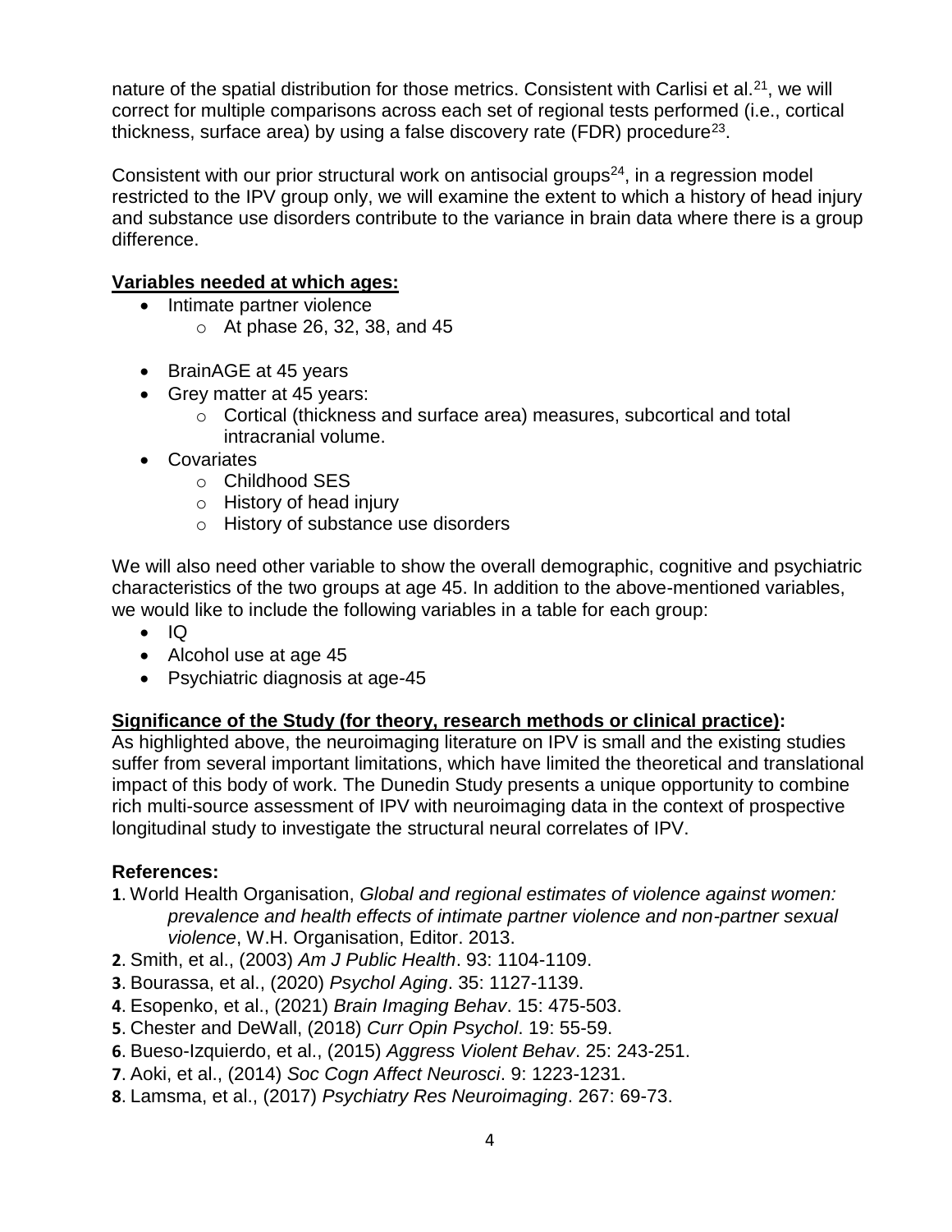nature of the spatial distribution for those metrics. Consistent with Carlisi et al.[21], we will correct for multiple comparisons across each set of regional tests performed (i.e., cortical thickness, surface area) by using a false discovery rate (FDR) procedure[23].

Consistent with our prior structural work on antisocial groups[24], in a regression model restricted to the IPV group only, we will examine the extent to which a history of head injury and substance use disorders contribute to the variance in brain data where there is a group difference.

## Variables needed at which ages:

- Intimate partner violence
  - At phase 26, 32, 38, and 45

- BrainAGE at 45 years
- Grey matter at 45 years:
  - Cortical (thickness and surface area) measures, subcortical and total intracranial volume.
- Covariates
  - Childhood SES
  - History of head injury
  - History of substance use disorders

We will also need other variable to show the overall demographic, cognitive and psychiatric characteristics of the two groups at age 45. In addition to the above-mentioned variables, we would like to include the following variables in a table for each group:

- IQ
- Alcohol use at age 45
- Psychiatric diagnosis at age-45

## Significance of the Study (for theory, research methods or clinical practice):

As highlighted above, the neuroimaging literature on IPV is small and the existing studies suffer from several important limitations, which have limited the theoretical and translational impact of this body of work. The Dunedin Study presents a unique opportunity to combine rich multi-source assessment of IPV with neuroimaging data in the context of prospective longitudinal study to investigate the structural neural correlates of IPV.

## References:

**1**. World Health Organisation, *Global and regional estimates of violence against women: prevalence and health effects of intimate partner violence and non-partner sexual violence*, W.H. Organisation, Editor. 2013.
**2**. Smith, et al., (2003) *Am J Public Health*. 93: 1104-1109.
**3**. Bourassa, et al., (2020) *Psychol Aging*. 35: 1127-1139.
**4**. Esopenko, et al., (2021) *Brain Imaging Behav*. 15: 475-503.
**5**. Chester and DeWall, (2018) *Curr Opin Psychol*. 19: 55-59.
**6**. Bueso-Izquierdo, et al., (2015) *Aggress Violent Behav*. 25: 243-251.
**7**. Aoki, et al., (2014) *Soc Cogn Affect Neurosci*. 9: 1223-1231.
**8**. Lamsma, et al., (2017) *Psychiatry Res Neuroimaging*. 267: 69-73.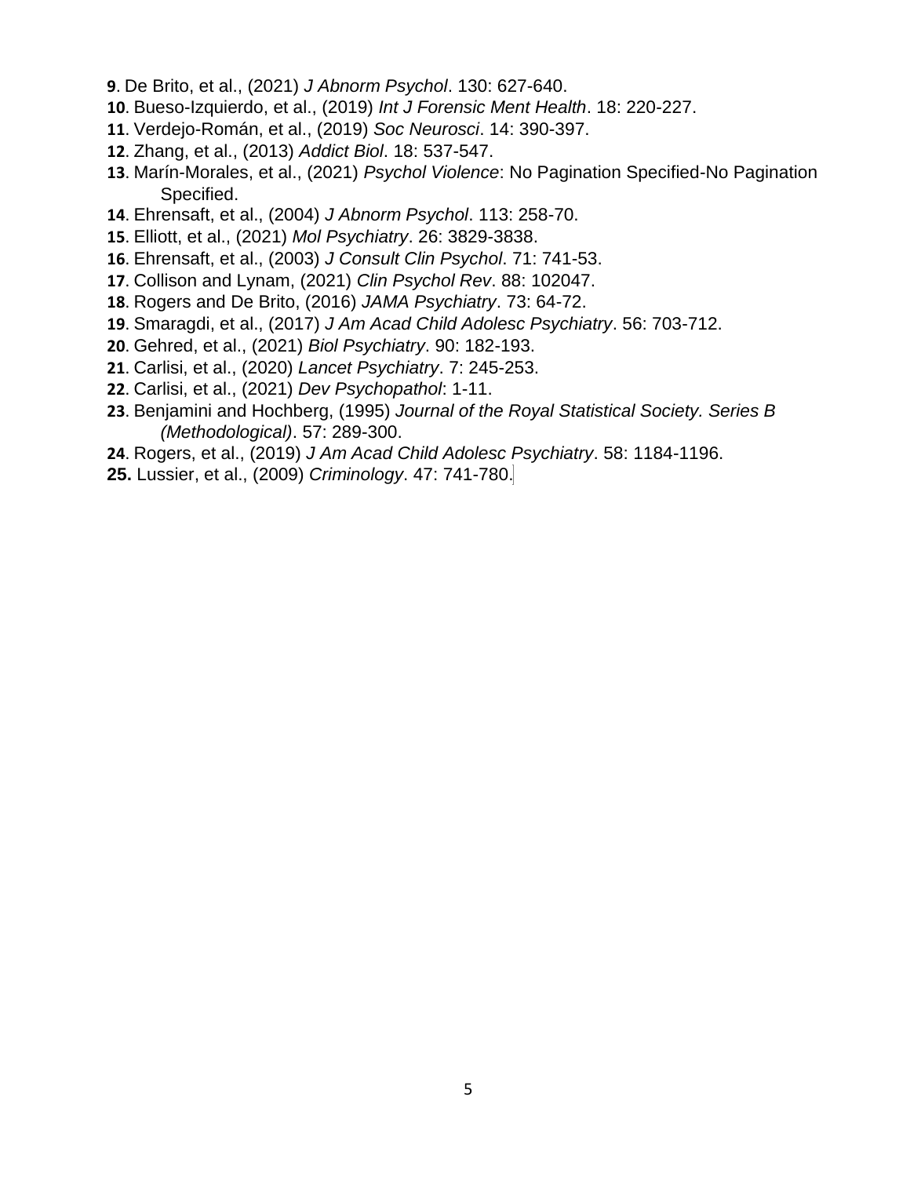**9**. De Brito, et al., (2021) *J Abnorm Psychol*. 130: 627-640.
**10**. Bueso-Izquierdo, et al., (2019) *Int J Forensic Ment Health*. 18: 220-227.
**11**. Verdejo-Román, et al., (2019) *Soc Neurosci*. 14: 390-397.
**12**. Zhang, et al., (2013) *Addict Biol*. 18: 537-547.
**13**. Marín-Morales, et al., (2021) *Psychol Violence*: No Pagination Specified-No Pagination Specified.
**14**. Ehrensaft, et al., (2004) *J Abnorm Psychol*. 113: 258-70.
**15**. Elliott, et al., (2021) *Mol Psychiatry*. 26: 3829-3838.
**16**. Ehrensaft, et al., (2003) *J Consult Clin Psychol*. 71: 741-53.
**17**. Collison and Lynam, (2021) *Clin Psychol Rev*. 88: 102047.
**18**. Rogers and De Brito, (2016) *JAMA Psychiatry*. 73: 64-72.
**19**. Smaragdi, et al., (2017) *J Am Acad Child Adolesc Psychiatry*. 56: 703-712.
**20**. Gehred, et al., (2021) *Biol Psychiatry*. 90: 182-193.
**21**. Carlisi, et al., (2020) *Lancet Psychiatry*. 7: 245-253.
**22**. Carlisi, et al., (2021) *Dev Psychopathol*: 1-11.
**23**. Benjamini and Hochberg, (1995) *Journal of the Royal Statistical Society. Series B (Methodological)*. 57: 289-300.
**24**. Rogers, et al., (2019) *J Am Acad Child Adolesc Psychiatry*. 58: 1184-1196.
**25.** Lussier, et al., (2009) *Criminology*. 47: 741-780.